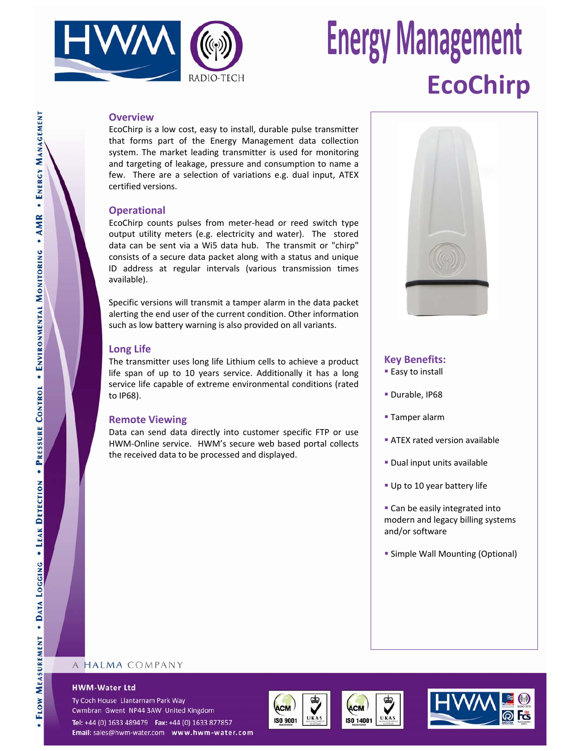# Energy Management

## EcoChirp

### Overview

EcoChirp is a low cost, easy to install, durable pulse transmitter that forms part of the Energy Management data collection system. The market leading transmitter is used for monitoring and targeting of leakage, pressure and consumption to name a few. There are a selection of variations e.g. dual input, ATEX certified versions.

### Operational

EcoChirp counts pulses from meter-head or reed switch type output utility meters (e.g. electricity and water). The stored data can be sent via a Wi5 data hub. The transmit or "chirp" consists of a secure data packet along with a status and unique ID address at regular intervals (various transmission times available).

Specific versions will transmit a tamper alarm in the data packet alerting the end user of the current condition. Other information such as low battery warning is also provided on all variants.

### Long Life

The transmitter uses long life Lithium cells to achieve a product life span of up to 10 years service. Additionally it has a long service life capable of extreme environmental conditions (rated to IP68).

### Remote Viewing

Data can send data directly into customer specific FTP or use HWM-Online service. HWM's secure web based portal collects the received data to be processed and displayed.

### Key Benefits:

- Easy to install
- Durable, IP68
- Tamper alarm
- ATEX rated version available
- Dual input units available
- Up to 10 year battery life
- Can be easily integrated into modern and legacy billing systems and/or software
- Simple Wall Mounting (Optional)

Flow Measurement • Data Logging • Leak Detection • Pressure Control • Environmental Monitoring • AMR • Energy Management

A HALMA COMPANY

**HWM-Water Ltd**
Ty Coch House Llantarnam Park Way
Cwmbran Gwent NP44 3AW United Kingdom
**Tel:** +44 (0) 1633 489479 **Fax:** +44 (0) 1633 877857
**Email:** sales@hwm-water.com **www.hwm-water.com**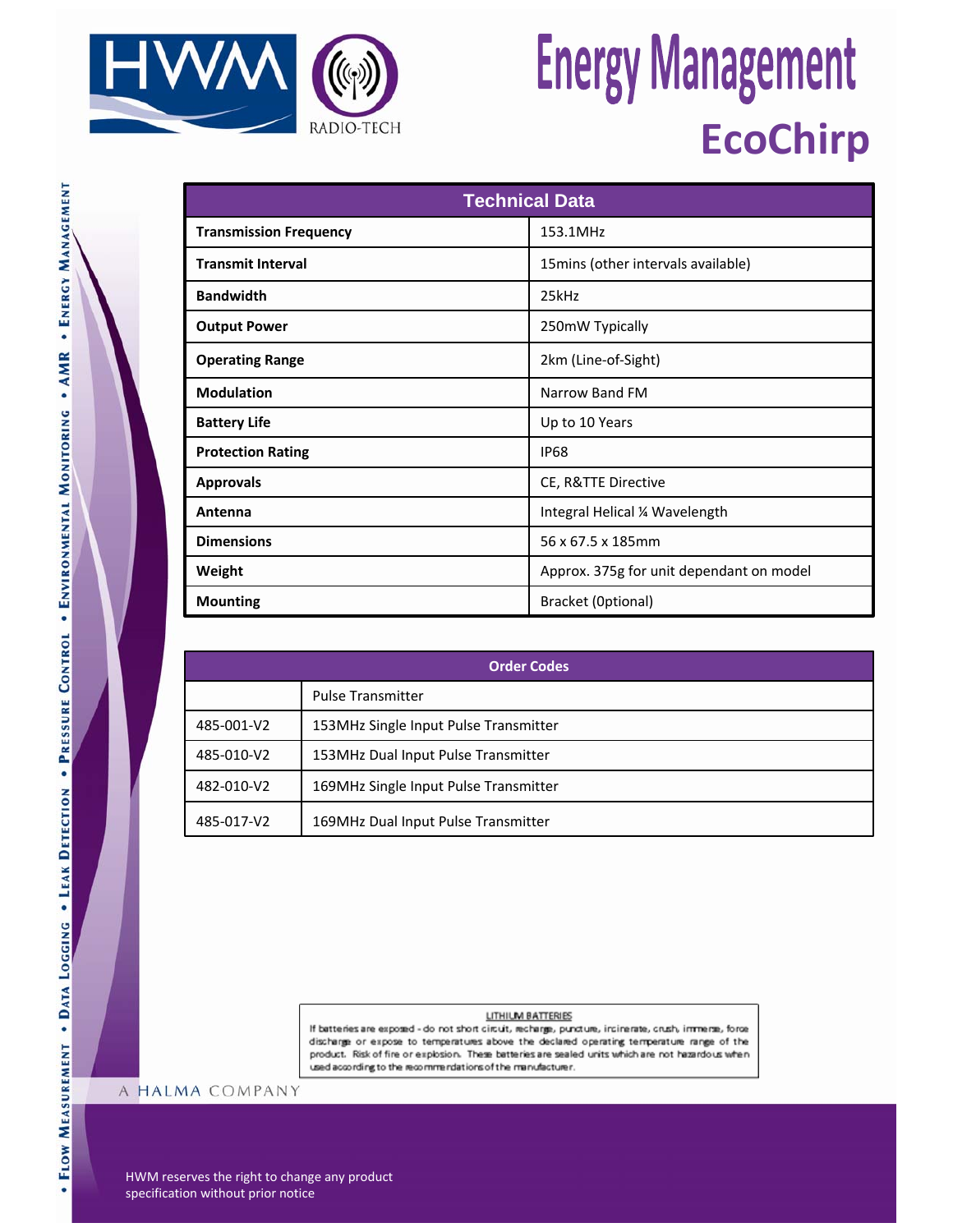# Energy Management

## EcoChirp

| Technical Data | |
|---|---|
| **Transmission Frequency** | 153.1MHz |
| **Transmit Interval** | 15mins (other intervals available) |
| **Bandwidth** | 25kHz |
| **Output Power** | 250mW Typically |
| **Operating Range** | 2km (Line-of-Sight) |
| **Modulation** | Narrow Band FM |
| **Battery Life** | Up to 10 Years |
| **Protection Rating** | IP68 |
| **Approvals** | CE, R&TTE Directive |
| **Antenna** | Integral Helical ¼ Wavelength |
| **Dimensions** | 56 x 67.5 x 185mm |
| **Weight** | Approx. 375g for unit dependant on model |
| **Mounting** | Bracket (0ptional) |

| Order Codes | |
|---|---|
| | Pulse Transmitter |
| 485-001-V2 | 153MHz Single Input Pulse Transmitter |
| 485-010-V2 | 153MHz Dual Input Pulse Transmitter |
| 482-010-V2 | 169MHz Single Input Pulse Transmitter |
| 485-017-V2 | 169MHz Dual Input Pulse Transmitter |

LITHIUM BATTERIES

If batteries are exposed - do not short circuit, recharge, puncture, incinerate, crush, immerse, force discharge or expose to temperatures above the declared operating temperature range of the product. Risk of fire or explosion. These batteries are sealed units which are not hazardous when used according to the recommendations of the manufacturer.

A HALMA COMPANY

HWM reserves the right to change any product specification without prior notice

• Flow Measurement • Data Logging • Leak Detection • Pressure Control • Environmental Monitoring • AMR • Energy Management